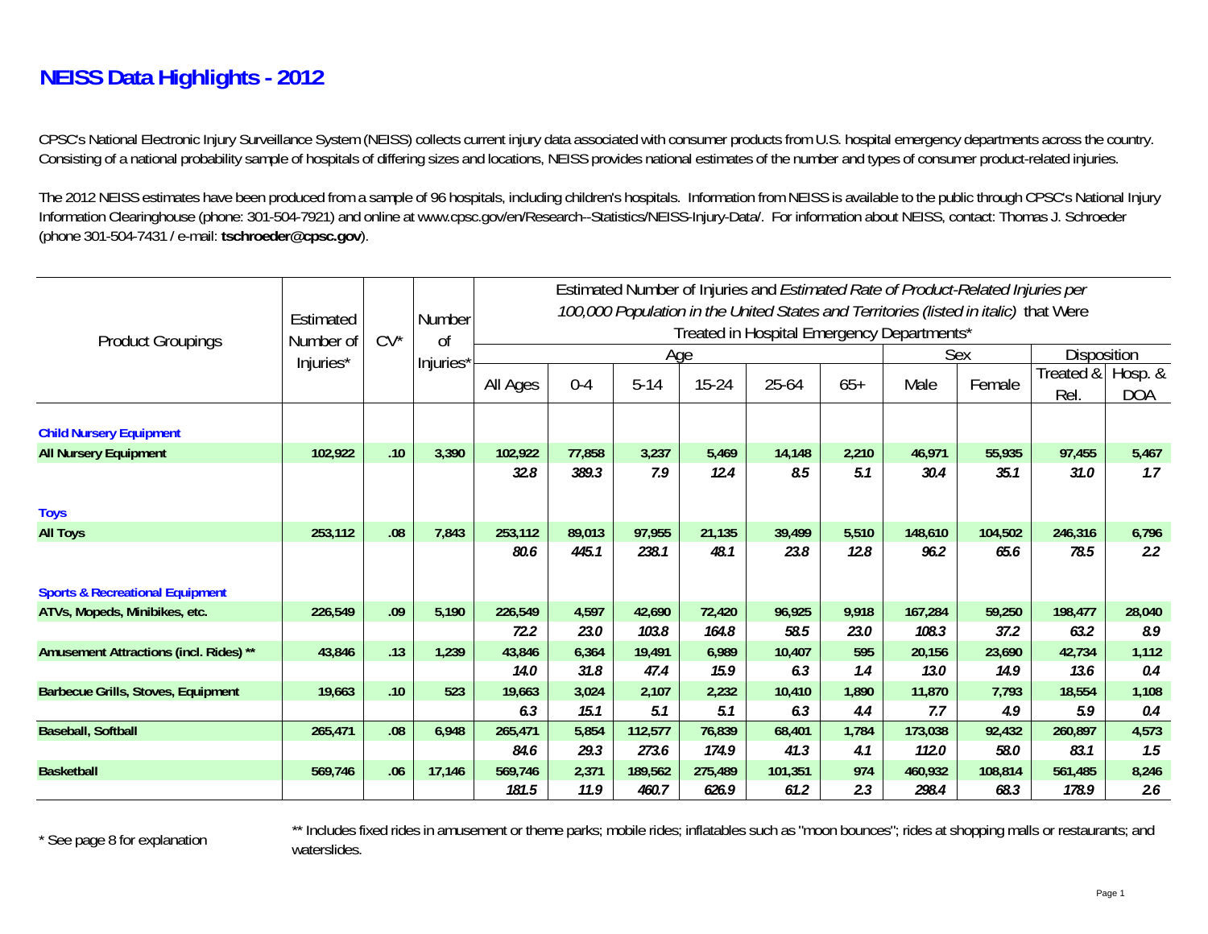# NEISS Data Highlights - 2012

CPSC's National Electronic Injury Surveillance System (NEISS) collects current injury data associated with consumer products from U.S. hospital emergency departments across the country. Consisting of a national probability sample of hospitals of differing sizes and locations, NEISS provides national estimates of the number and types of consumer product-related injuries.

The 2012 NEISS estimates have been produced from a sample of 96 hospitals, including children's hospitals. Information from NEISS is available to the public through CPSC's National Injury Information Clearinghouse (phone: 301-504-7921) and online at www.cpsc.gov/en/Research--Statistics/NEISS-Injury-Data/. For information about NEISS, contact: Thomas J. Schroeder (phone 301-504-7431 / e-mail: **tschroeder@cpsc.gov**).

| Product Groupings | Estimated Number of Injuries* | CV* | Number of Injuries* | Estimated Number of Injuries and *Estimated Rate of Product-Related Injuries per 100,000 Population in the United States and Territories (listed in italic)* that Were Treated in Hospital Emergency Departments* | | | | | | | | | |
|---|---|---|---|---|---|---|---|---|---|---|---|---|---|
| | | | | Age | | | | | | Sex | | Disposition | |
| | | | | All Ages | 0-4 | 5-14 | 15-24 | 25-64 | 65+ | Male | Female | Treated & Rel. | Hosp. & DOA |
| **Child Nursery Equipment** | | | | | | | | | | | | | |
| **All Nursery Equipment** | **102,922** | **.10** | **3,390** | **102,922** | **77,858** | **3,237** | **5,469** | **14,148** | **2,210** | **46,971** | **55,935** | **97,455** | **5,467** |
| | | | | *32.8* | *389.3* | *7.9* | *12.4* | *8.5* | *5.1* | *30.4* | *35.1* | *31.0* | *1.7* |
| **Toys** | | | | | | | | | | | | | |
| **All Toys** | **253,112** | **.08** | **7,843** | **253,112** | **89,013** | **97,955** | **21,135** | **39,499** | **5,510** | **148,610** | **104,502** | **246,316** | **6,796** |
| | | | | *80.6* | *445.1* | *238.1* | *48.1* | *23.8* | *12.8* | *96.2* | *65.6* | *78.5* | *2.2* |
| **Sports & Recreational Equipment** | | | | | | | | | | | | | |
| **ATVs, Mopeds, Minibikes, etc.** | **226,549** | **.09** | **5,190** | **226,549** | **4,597** | **42,690** | **72,420** | **96,925** | **9,918** | **167,284** | **59,250** | **198,477** | **28,040** |
| | | | | *72.2* | *23.0* | *103.8* | *164.8* | *58.5* | *23.0* | *108.3* | *37.2* | *63.2* | *8.9* |
| **Amusement Attractions (incl. Rides) \*\*** | **43,846** | **.13** | **1,239** | **43,846** | **6,364** | **19,491** | **6,989** | **10,407** | **595** | **20,156** | **23,690** | **42,734** | **1,112** |
| | | | | *14.0* | *31.8* | *47.4* | *15.9* | *6.3* | *1.4* | *13.0* | *14.9* | *13.6* | *0.4* |
| **Barbecue Grills, Stoves, Equipment** | **19,663** | **.10** | **523** | **19,663** | **3,024** | **2,107** | **2,232** | **10,410** | **1,890** | **11,870** | **7,793** | **18,554** | **1,108** |
| | | | | *6.3* | *15.1* | *5.1* | *5.1* | *6.3* | *4.4* | *7.7* | *4.9* | *5.9* | *0.4* |
| **Baseball, Softball** | **265,471** | **.08** | **6,948** | **265,471** | **5,854** | **112,577** | **76,839** | **68,401** | **1,784** | **173,038** | **92,432** | **260,897** | **4,573** |
| | | | | *84.6* | *29.3* | *273.6* | *174.9* | *41.3* | *4.1* | *112.0* | *58.0* | *83.1* | *1.5* |
| **Basketball** | **569,746** | **.06** | **17,146** | **569,746** | **2,371** | **189,562** | **275,489** | **101,351** | **974** | **460,932** | **108,814** | **561,485** | **8,246** |
| | | | | *181.5* | *11.9* | *460.7* | *626.9* | *61.2* | *2.3* | *298.4* | *68.3* | *178.9* | *2.6* |

\* See page 8 for explanation

\*\* Includes fixed rides in amusement or theme parks; mobile rides; inflatables such as "moon bounces"; rides at shopping malls or restaurants; and waterslides.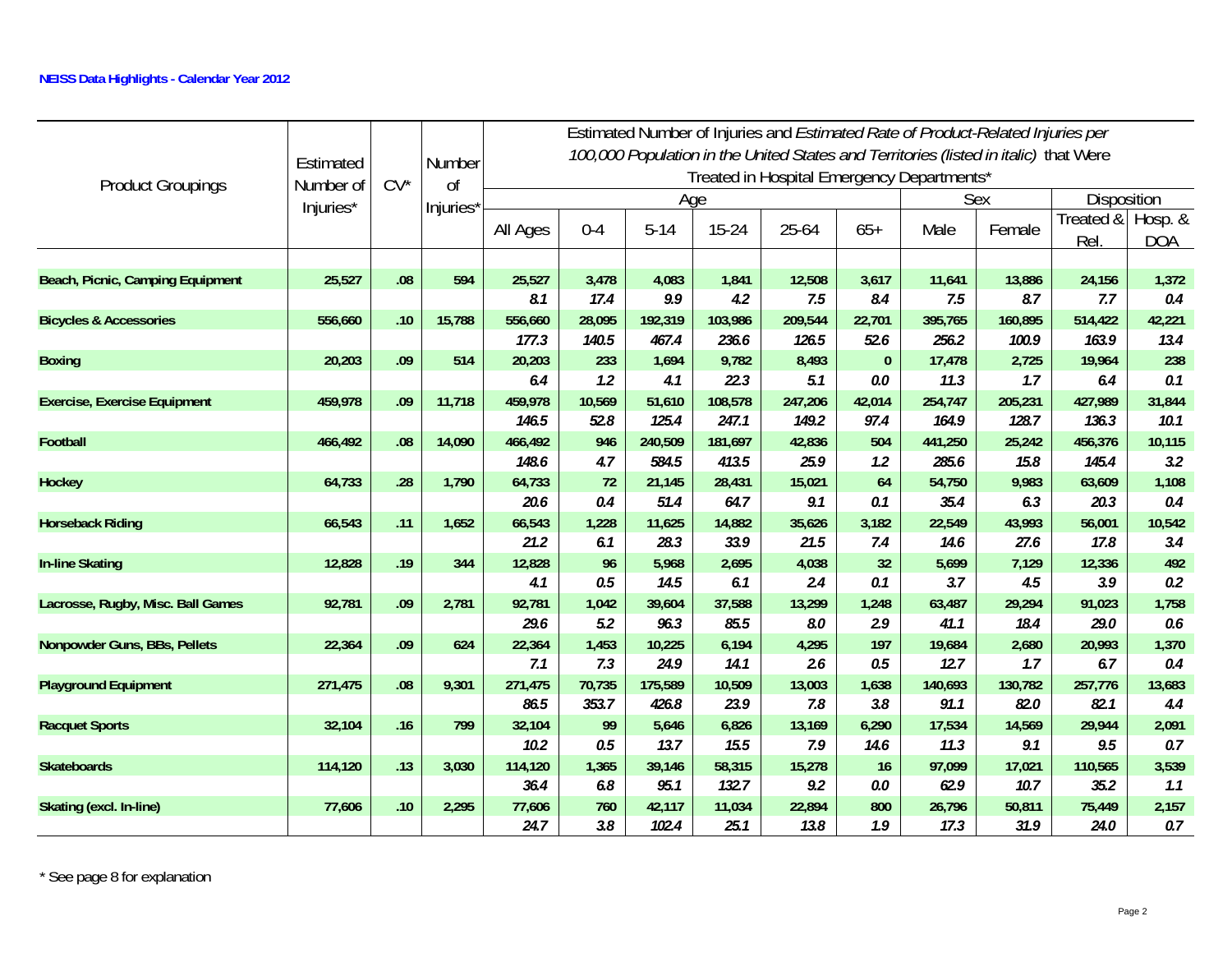**NEISS Data Highlights - Calendar Year 2012**

| Product Groupings | Estimated Number of Injuries* | CV* | Number of Injuries* | Estimated Number of Injuries and *Estimated Rate of Product-Related Injuries per 100,000 Population in the United States and Territories (listed in italic)* that Were Treated in Hospital Emergency Departments* | | | | | | | | | |
|---|---|---|---|---|---|---|---|---|---|---|---|---|---|
| | | | | Age | | | | | | Sex | | Disposition | |
| | | | | All Ages | 0-4 | 5-14 | 15-24 | 25-64 | 65+ | Male | Female | Treated & Rel. | Hosp. & DOA |
| **Beach, Picnic, Camping Equipment** | **25,527** | **.08** | **594** | **25,527** | **3,478** | **4,083** | **1,841** | **12,508** | **3,617** | **11,641** | **13,886** | **24,156** | **1,372** |
| | | | | *8.1* | *17.4* | *9.9* | *4.2* | *7.5* | *8.4* | *7.5* | *8.7* | *7.7* | *0.4* |
| **Bicycles & Accessories** | **556,660** | **.10** | **15,788** | **556,660** | **28,095** | **192,319** | **103,986** | **209,544** | **22,701** | **395,765** | **160,895** | **514,422** | **42,221** |
| | | | | *177.3* | *140.5* | *467.4* | *236.6* | *126.5* | *52.6* | *256.2* | *100.9* | *163.9* | *13.4* |
| **Boxing** | **20,203** | **.09** | **514** | **20,203** | **233** | **1,694** | **9,782** | **8,493** | **0** | **17,478** | **2,725** | **19,964** | **238** |
| | | | | *6.4* | *1.2* | *4.1* | *22.3* | *5.1* | *0.0* | *11.3* | *1.7* | *6.4* | *0.1* |
| **Exercise, Exercise Equipment** | **459,978** | **.09** | **11,718** | **459,978** | **10,569** | **51,610** | **108,578** | **247,206** | **42,014** | **254,747** | **205,231** | **427,989** | **31,844** |
| | | | | *146.5* | *52.8* | *125.4* | *247.1* | *149.2* | *97.4* | *164.9* | *128.7* | *136.3* | *10.1* |
| **Football** | **466,492** | **.08** | **14,090** | **466,492** | **946** | **240,509** | **181,697** | **42,836** | **504** | **441,250** | **25,242** | **456,376** | **10,115** |
| | | | | *148.6* | *4.7* | *584.5* | *413.5* | *25.9* | *1.2* | *285.6* | *15.8* | *145.4* | *3.2* |
| **Hockey** | **64,733** | **.28** | **1,790** | **64,733** | **72** | **21,145** | **28,431** | **15,021** | **64** | **54,750** | **9,983** | **63,609** | **1,108** |
| | | | | *20.6* | *0.4* | *51.4* | *64.7* | *9.1* | *0.1* | *35.4* | *6.3* | *20.3* | *0.4* |
| **Horseback Riding** | **66,543** | **.11** | **1,652** | **66,543** | **1,228** | **11,625** | **14,882** | **35,626** | **3,182** | **22,549** | **43,993** | **56,001** | **10,542** |
| | | | | *21.2* | *6.1* | *28.3* | *33.9* | *21.5* | *7.4* | *14.6* | *27.6* | *17.8* | *3.4* |
| **In-line Skating** | **12,828** | **.19** | **344** | **12,828** | **96** | **5,968** | **2,695** | **4,038** | **32** | **5,699** | **7,129** | **12,336** | **492** |
| | | | | *4.1* | *0.5* | *14.5* | *6.1* | *2.4* | *0.1* | *3.7* | *4.5* | *3.9* | *0.2* |
| **Lacrosse, Rugby, Misc. Ball Games** | **92,781** | **.09** | **2,781** | **92,781** | **1,042** | **39,604** | **37,588** | **13,299** | **1,248** | **63,487** | **29,294** | **91,023** | **1,758** |
| | | | | *29.6* | *5.2* | *96.3* | *85.5* | *8.0* | *2.9* | *41.1* | *18.4* | *29.0* | *0.6* |
| **Nonpowder Guns, BBs, Pellets** | **22,364** | **.09** | **624** | **22,364** | **1,453** | **10,225** | **6,194** | **4,295** | **197** | **19,684** | **2,680** | **20,993** | **1,370** |
| | | | | *7.1* | *7.3* | *24.9* | *14.1* | *2.6* | *0.5* | *12.7* | *1.7* | *6.7* | *0.4* |
| **Playground Equipment** | **271,475** | **.08** | **9,301** | **271,475** | **70,735** | **175,589** | **10,509** | **13,003** | **1,638** | **140,693** | **130,782** | **257,776** | **13,683** |
| | | | | *86.5* | *353.7* | *426.8* | *23.9* | *7.8* | *3.8* | *91.1* | *82.0* | *82.1* | *4.4* |
| **Racquet Sports** | **32,104** | **.16** | **799** | **32,104** | **99** | **5,646** | **6,826** | **13,169** | **6,290** | **17,534** | **14,569** | **29,944** | **2,091** |
| | | | | *10.2* | *0.5* | *13.7* | *15.5* | *7.9* | *14.6* | *11.3* | *9.1* | *9.5* | *0.7* |
| **Skateboards** | **114,120** | **.13** | **3,030** | **114,120** | **1,365** | **39,146** | **58,315** | **15,278** | **16** | **97,099** | **17,021** | **110,565** | **3,539** |
| | | | | *36.4* | *6.8* | *95.1* | *132.7* | *9.2* | *0.0* | *62.9* | *10.7* | *35.2* | *1.1* |
| **Skating (excl. In-line)** | **77,606** | **.10** | **2,295** | **77,606** | **760** | **42,117** | **11,034** | **22,894** | **800** | **26,796** | **50,811** | **75,449** | **2,157** |
| | | | | *24.7* | *3.8* | *102.4* | *25.1* | *13.8* | *1.9* | *17.3* | *31.9* | *24.0* | *0.7* |

* See page 8 for explanation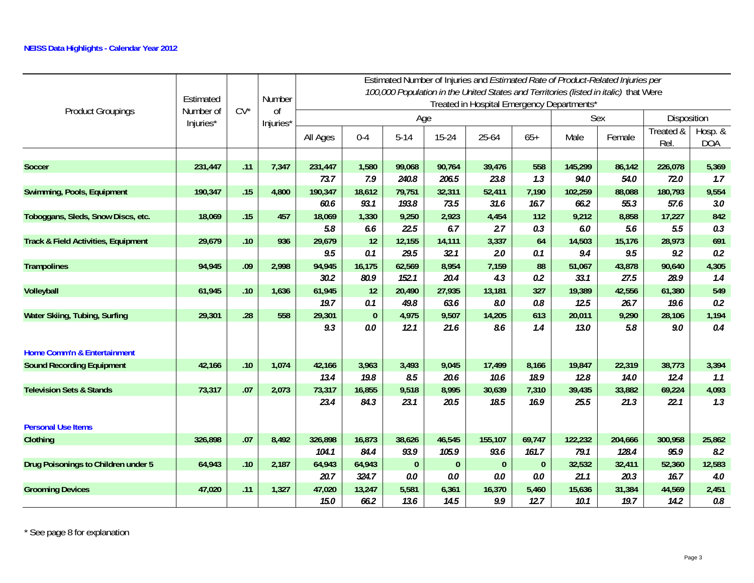**NEISS Data Highlights - Calendar Year 2012**

| Product Groupings | Estimated Number of Injuries* | CV* | Number of Injuries* | Estimated Number of Injuries and *Estimated Rate of Product-Related Injuries per 100,000 Population in the United States and Territories (listed in italic)* that Were Treated in Hospital Emergency Departments* | | | | | | | | | |
|---|---|---|---|---|---|---|---|---|---|---|---|---|---|
| | | | | Age | | | | | | Sex | | Disposition | |
| | | | | All Ages | 0-4 | 5-14 | 15-24 | 25-64 | 65+ | Male | Female | Treated & Rel. | Hosp. & DOA |
| **Soccer** | **231,447** | **.11** | **7,347** | **231,447** | **1,580** | **99,068** | **90,764** | **39,476** | **558** | **145,299** | **86,142** | **226,078** | **5,369** |
| | | | | *73.7* | *7.9* | *240.8* | *206.5* | *23.8* | *1.3* | *94.0* | *54.0* | *72.0* | *1.7* |
| **Swimming, Pools, Equipment** | **190,347** | **.15** | **4,800** | **190,347** | **18,612** | **79,751** | **32,311** | **52,411** | **7,190** | **102,259** | **88,088** | **180,793** | **9,554** |
| | | | | *60.6* | *93.1* | *193.8* | *73.5* | *31.6* | *16.7* | *66.2* | *55.3* | *57.6* | *3.0* |
| **Toboggans, Sleds, Snow Discs, etc.** | **18,069** | **.15** | **457** | **18,069** | **1,330** | **9,250** | **2,923** | **4,454** | **112** | **9,212** | **8,858** | **17,227** | **842** |
| | | | | *5.8* | *6.6* | *22.5* | *6.7* | *2.7* | *0.3* | *6.0* | *5.6* | *5.5* | *0.3* |
| **Track & Field Activities, Equipment** | **29,679** | **.10** | **936** | **29,679** | **12** | **12,155** | **14,111** | **3,337** | **64** | **14,503** | **15,176** | **28,973** | **691** |
| | | | | *9.5* | *0.1* | *29.5* | *32.1* | *2.0* | *0.1* | *9.4* | *9.5* | *9.2* | *0.2* |
| **Trampolines** | **94,945** | **.09** | **2,998** | **94,945** | **16,175** | **62,569** | **8,954** | **7,159** | **88** | **51,067** | **43,878** | **90,640** | **4,305** |
| | | | | *30.2* | *80.9* | *152.1* | *20.4* | *4.3* | *0.2* | *33.1* | *27.5* | *28.9* | *1.4* |
| **Volleyball** | **61,945** | **.10** | **1,636** | **61,945** | **12** | **20,490** | **27,935** | **13,181** | **327** | **19,389** | **42,556** | **61,380** | **549** |
| | | | | *19.7* | *0.1* | *49.8* | *63.6* | *8.0* | *0.8* | *12.5* | *26.7* | *19.6* | *0.2* |
| **Water Skiing, Tubing, Surfing** | **29,301** | **.28** | **558** | **29,301** | **0** | **4,975** | **9,507** | **14,205** | **613** | **20,011** | **9,290** | **28,106** | **1,194** |
| | | | | *9.3* | *0.0* | *12.1* | *21.6* | *8.6* | *1.4* | *13.0* | *5.8* | *9.0* | *0.4* |
| **Home Comm'n & Entertainment** | | | | | | | | | | | | | |
| **Sound Recording Equipment** | **42,166** | **.10** | **1,074** | **42,166** | **3,963** | **3,493** | **9,045** | **17,499** | **8,166** | **19,847** | **22,319** | **38,773** | **3,394** |
| | | | | *13.4* | *19.8* | *8.5* | *20.6* | *10.6* | *18.9* | *12.8* | *14.0* | *12.4* | *1.1* |
| **Television Sets & Stands** | **73,317** | **.07** | **2,073** | **73,317** | **16,855** | **9,518** | **8,995** | **30,639** | **7,310** | **39,435** | **33,882** | **69,224** | **4,093** |
| | | | | *23.4* | *84.3* | *23.1* | *20.5* | *18.5* | *16.9* | *25.5* | *21.3* | *22.1* | *1.3* |
| **Personal Use Items** | | | | | | | | | | | | | |
| **Clothing** | **326,898** | **.07** | **8,492** | **326,898** | **16,873** | **38,626** | **46,545** | **155,107** | **69,747** | **122,232** | **204,666** | **300,958** | **25,862** |
| | | | | *104.1* | *84.4* | *93.9* | *105.9* | *93.6* | *161.7* | *79.1* | *128.4* | *95.9* | *8.2* |
| **Drug Poisonings to Children under 5** | **64,943** | **.10** | **2,187** | **64,943** | **64,943** | **0** | **0** | **0** | **0** | **32,532** | **32,411** | **52,360** | **12,583** |
| | | | | *20.7* | *324.7* | *0.0* | *0.0* | *0.0* | *0.0* | *21.1* | *20.3* | *16.7* | *4.0* |
| **Grooming Devices** | **47,020** | **.11** | **1,327** | **47,020** | **13,247** | **5,581** | **6,361** | **16,370** | **5,460** | **15,636** | **31,384** | **44,569** | **2,451** |
| | | | | *15.0* | *66.2* | *13.6* | *14.5* | *9.9* | *12.7* | *10.1* | *19.7* | *14.2* | *0.8* |

\* See page 8 for explanation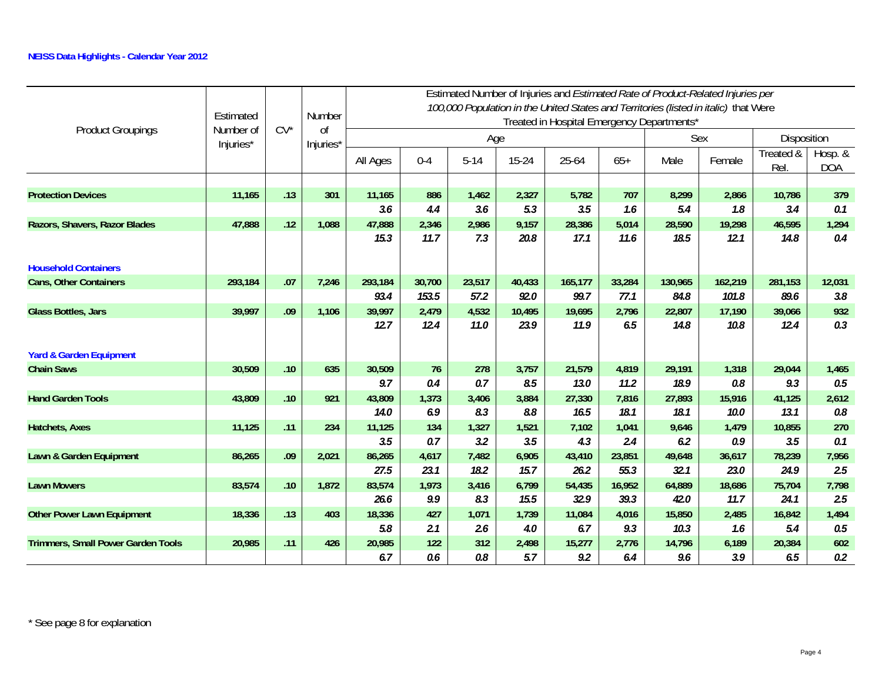**NEISS Data Highlights - Calendar Year 2012**

| Product Groupings | Estimated Number of Injuries* | CV* | Number of Injuries* | Estimated Number of Injuries and *Estimated Rate of Product-Related Injuries per 100,000 Population in the United States and Territories (listed in italic)* that Were Treated in Hospital Emergency Departments* | | | | | | | | | |
|---|---|---|---|---|---|---|---|---|---|---|---|---|---|
| | | | | Age | | | | | | Sex | | Disposition | |
| | | | | All Ages | 0-4 | 5-14 | 15-24 | 25-64 | 65+ | Male | Female | Treated & Rel. | Hosp. & DOA |
| **Protection Devices** | **11,165** | **.13** | **301** | **11,165** | **886** | **1,462** | **2,327** | **5,782** | **707** | **8,299** | **2,866** | **10,786** | **379** |
| | | | | *3.6* | *4.4* | *3.6* | *5.3* | *3.5* | *1.6* | *5.4* | *1.8* | *3.4* | *0.1* |
| **Razors, Shavers, Razor Blades** | **47,888** | **.12** | **1,088** | **47,888** | **2,346** | **2,986** | **9,157** | **28,386** | **5,014** | **28,590** | **19,298** | **46,595** | **1,294** |
| | | | | *15.3* | *11.7* | *7.3* | *20.8* | *17.1* | *11.6* | *18.5* | *12.1* | *14.8* | *0.4* |
| **Household Containers** | | | | | | | | | | | | | |
| **Cans, Other Containers** | **293,184** | **.07** | **7,246** | **293,184** | **30,700** | **23,517** | **40,433** | **165,177** | **33,284** | **130,965** | **162,219** | **281,153** | **12,031** |
| | | | | *93.4* | *153.5* | *57.2* | *92.0* | *99.7* | *77.1* | *84.8* | *101.8* | *89.6* | *3.8* |
| **Glass Bottles, Jars** | **39,997** | **.09** | **1,106** | **39,997** | **2,479** | **4,532** | **10,495** | **19,695** | **2,796** | **22,807** | **17,190** | **39,066** | **932** |
| | | | | *12.7* | *12.4* | *11.0* | *23.9* | *11.9* | *6.5* | *14.8* | *10.8* | *12.4* | *0.3* |
| **Yard & Garden Equipment** | | | | | | | | | | | | | |
| **Chain Saws** | **30,509** | **.10** | **635** | **30,509** | **76** | **278** | **3,757** | **21,579** | **4,819** | **29,191** | **1,318** | **29,044** | **1,465** |
| | | | | *9.7* | *0.4* | *0.7* | *8.5* | *13.0* | *11.2* | *18.9* | *0.8* | *9.3* | *0.5* |
| **Hand Garden Tools** | **43,809** | **.10** | **921** | **43,809** | **1,373** | **3,406** | **3,884** | **27,330** | **7,816** | **27,893** | **15,916** | **41,125** | **2,612** |
| | | | | *14.0* | *6.9* | *8.3* | *8.8* | *16.5* | *18.1* | *18.1* | *10.0* | *13.1* | *0.8* |
| **Hatchets, Axes** | **11,125** | **.11** | **234** | **11,125** | **134** | **1,327** | **1,521** | **7,102** | **1,041** | **9,646** | **1,479** | **10,855** | **270** |
| | | | | *3.5* | *0.7* | *3.2* | *3.5* | *4.3* | *2.4* | *6.2* | *0.9* | *3.5* | *0.1* |
| **Lawn & Garden Equipment** | **86,265** | **.09** | **2,021** | **86,265** | **4,617** | **7,482** | **6,905** | **43,410** | **23,851** | **49,648** | **36,617** | **78,239** | **7,956** |
| | | | | *27.5* | *23.1* | *18.2* | *15.7* | *26.2* | *55.3* | *32.1* | *23.0* | *24.9* | *2.5* |
| **Lawn Mowers** | **83,574** | **.10** | **1,872** | **83,574** | **1,973** | **3,416** | **6,799** | **54,435** | **16,952** | **64,889** | **18,686** | **75,704** | **7,798** |
| | | | | *26.6* | *9.9* | *8.3* | *15.5* | *32.9* | *39.3* | *42.0* | *11.7* | *24.1* | *2.5* |
| **Other Power Lawn Equipment** | **18,336** | **.13** | **403** | **18,336** | **427** | **1,071** | **1,739** | **11,084** | **4,016** | **15,850** | **2,485** | **16,842** | **1,494** |
| | | | | *5.8* | *2.1* | *2.6* | *4.0* | *6.7* | *9.3* | *10.3* | *1.6* | *5.4* | *0.5* |
| **Trimmers, Small Power Garden Tools** | **20,985** | **.11** | **426** | **20,985** | **122** | **312** | **2,498** | **15,277** | **2,776** | **14,796** | **6,189** | **20,384** | **602** |
| | | | | *6.7* | *0.6* | *0.8* | *5.7* | *9.2* | *6.4* | *9.6* | *3.9* | *6.5* | *0.2* |

* See page 8 for explanation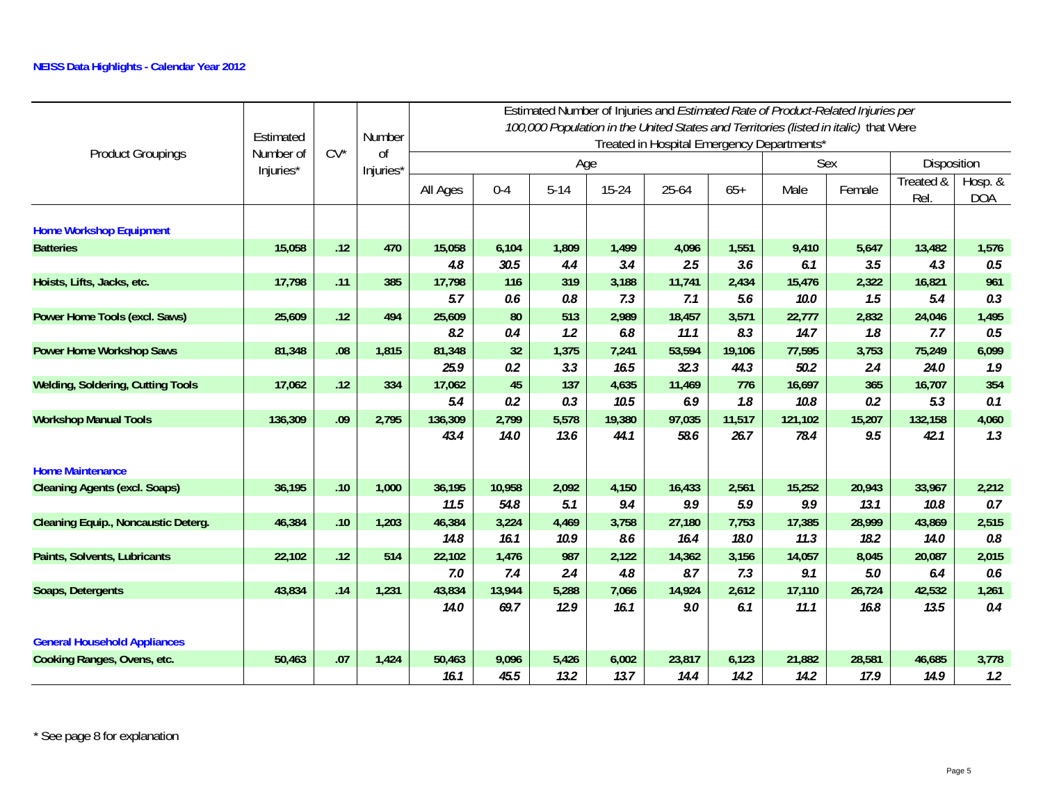**NEISS Data Highlights - Calendar Year 2012**

| Product Groupings | Estimated Number of Injuries* | CV* | Number of Injuries* | Estimated Number of Injuries and *Estimated Rate of Product-Related Injuries per 100,000 Population in the United States and Territories (listed in italic)* that Were Treated in Hospital Emergency Departments* | | | | | | | | | |
|---|---|---|---|---|---|---|---|---|---|---|---|---|---|
| | | | | Age | | | | | | Sex | | Disposition | |
| | | | | All Ages | 0-4 | 5-14 | 15-24 | 25-64 | 65+ | Male | Female | Treated & Rel. | Hosp. & DOA |
| **Home Workshop Equipment** | | | | | | | | | | | | | |
| **Batteries** | 15,058 | .12 | 470 | 15,058 | 6,104 | 1,809 | 1,499 | 4,096 | 1,551 | 9,410 | 5,647 | 13,482 | 1,576 |
| | | | | *4.8* | *30.5* | *4.4* | *3.4* | *2.5* | *3.6* | *6.1* | *3.5* | *4.3* | *0.5* |
| **Hoists, Lifts, Jacks, etc.** | 17,798 | .11 | 385 | 17,798 | 116 | 319 | 3,188 | 11,741 | 2,434 | 15,476 | 2,322 | 16,821 | 961 |
| | | | | *5.7* | *0.6* | *0.8* | *7.3* | *7.1* | *5.6* | *10.0* | *1.5* | *5.4* | *0.3* |
| **Power Home Tools (excl. Saws)** | 25,609 | .12 | 494 | 25,609 | 80 | 513 | 2,989 | 18,457 | 3,571 | 22,777 | 2,832 | 24,046 | 1,495 |
| | | | | *8.2* | *0.4* | *1.2* | *6.8* | *11.1* | *8.3* | *14.7* | *1.8* | *7.7* | *0.5* |
| **Power Home Workshop Saws** | 81,348 | .08 | 1,815 | 81,348 | 32 | 1,375 | 7,241 | 53,594 | 19,106 | 77,595 | 3,753 | 75,249 | 6,099 |
| | | | | *25.9* | *0.2* | *3.3* | *16.5* | *32.3* | *44.3* | *50.2* | *2.4* | *24.0* | *1.9* |
| **Welding, Soldering, Cutting Tools** | 17,062 | .12 | 334 | 17,062 | 45 | 137 | 4,635 | 11,469 | 776 | 16,697 | 365 | 16,707 | 354 |
| | | | | *5.4* | *0.2* | *0.3* | *10.5* | *6.9* | *1.8* | *10.8* | *0.2* | *5.3* | *0.1* |
| **Workshop Manual Tools** | 136,309 | .09 | 2,795 | 136,309 | 2,799 | 5,578 | 19,380 | 97,035 | 11,517 | 121,102 | 15,207 | 132,158 | 4,060 |
| | | | | *43.4* | *14.0* | *13.6* | *44.1* | *58.6* | *26.7* | *78.4* | *9.5* | *42.1* | *1.3* |
| **Home Maintenance** | | | | | | | | | | | | | |
| **Cleaning Agents (excl. Soaps)** | 36,195 | .10 | 1,000 | 36,195 | 10,958 | 2,092 | 4,150 | 16,433 | 2,561 | 15,252 | 20,943 | 33,967 | 2,212 |
| | | | | *11.5* | *54.8* | *5.1* | *9.4* | *9.9* | *5.9* | *9.9* | *13.1* | *10.8* | *0.7* |
| **Cleaning Equip., Noncaustic Deterg.** | 46,384 | .10 | 1,203 | 46,384 | 3,224 | 4,469 | 3,758 | 27,180 | 7,753 | 17,385 | 28,999 | 43,869 | 2,515 |
| | | | | *14.8* | *16.1* | *10.9* | *8.6* | *16.4* | *18.0* | *11.3* | *18.2* | *14.0* | *0.8* |
| **Paints, Solvents, Lubricants** | 22,102 | .12 | 514 | 22,102 | 1,476 | 987 | 2,122 | 14,362 | 3,156 | 14,057 | 8,045 | 20,087 | 2,015 |
| | | | | *7.0* | *7.4* | *2.4* | *4.8* | *8.7* | *7.3* | *9.1* | *5.0* | *6.4* | *0.6* |
| **Soaps, Detergents** | 43,834 | .14 | 1,231 | 43,834 | 13,944 | 5,288 | 7,066 | 14,924 | 2,612 | 17,110 | 26,724 | 42,532 | 1,261 |
| | | | | *14.0* | *69.7* | *12.9* | *16.1* | *9.0* | *6.1* | *11.1* | *16.8* | *13.5* | *0.4* |
| **General Household Appliances** | | | | | | | | | | | | | |
| **Cooking Ranges, Ovens, etc.** | 50,463 | .07 | 1,424 | 50,463 | 9,096 | 5,426 | 6,002 | 23,817 | 6,123 | 21,882 | 28,581 | 46,685 | 3,778 |
| | | | | *16.1* | *45.5* | *13.2* | *13.7* | *14.4* | *14.2* | *14.2* | *17.9* | *14.9* | *1.2* |

\* See page 8 for explanation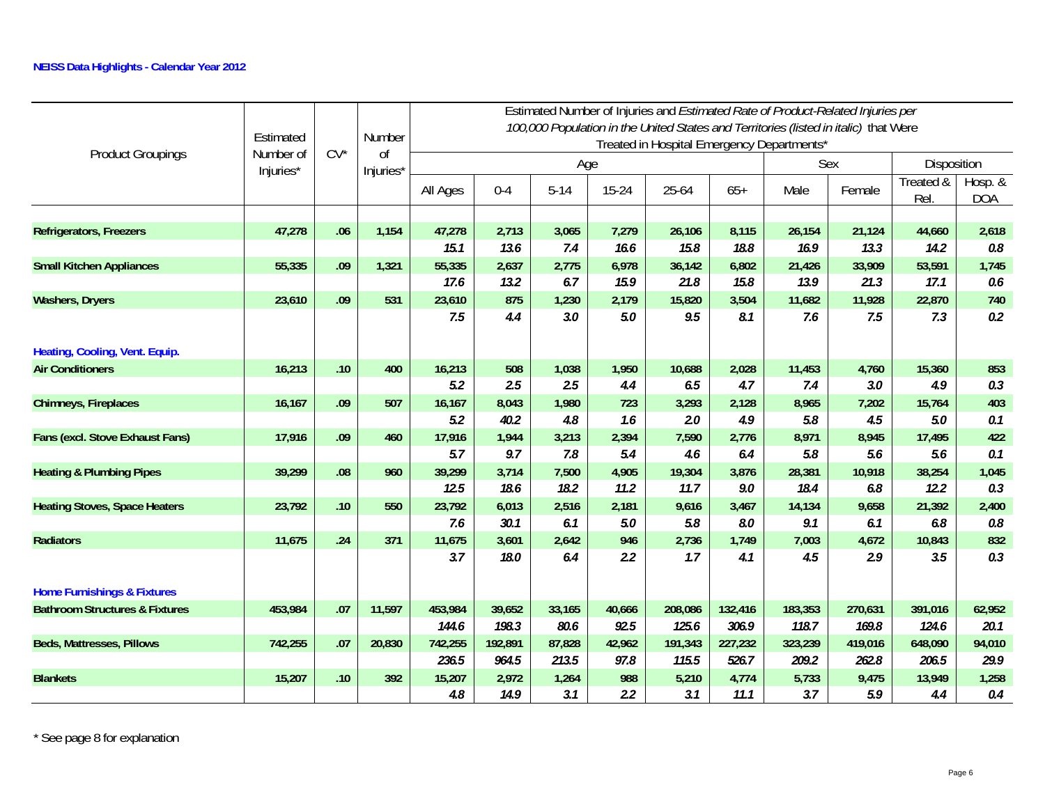**NEISS Data Highlights - Calendar Year 2012**

| Product Groupings | Estimated Number of Injuries* | CV* | Number of Injuries* | Estimated Number of Injuries and *Estimated Rate of Product-Related Injuries per 100,000 Population in the United States and Territories (listed in italic)* that Were Treated in Hospital Emergency Departments* | | | | | | | | | |
|---|---|---|---|---|---|---|---|---|---|---|---|---|---|
| | | | | Age | | | | | | Sex | | Disposition | |
| | | | | All Ages | 0-4 | 5-14 | 15-24 | 25-64 | 65+ | Male | Female | Treated & Rel. | Hosp. & DOA |
| **Refrigerators, Freezers** | **47,278** | **.06** | **1,154** | **47,278** | **2,713** | **3,065** | **7,279** | **26,106** | **8,115** | **26,154** | **21,124** | **44,660** | **2,618** |
| | | | | *15.1* | *13.6* | *7.4* | *16.6* | *15.8* | *18.8* | *16.9* | *13.3* | *14.2* | *0.8* |
| **Small Kitchen Appliances** | **55,335** | **.09** | **1,321** | **55,335** | **2,637** | **2,775** | **6,978** | **36,142** | **6,802** | **21,426** | **33,909** | **53,591** | **1,745** |
| | | | | *17.6* | *13.2* | *6.7* | *15.9* | *21.8* | *15.8* | *13.9* | *21.3* | *17.1* | *0.6* |
| **Washers, Dryers** | **23,610** | **.09** | **531** | **23,610** | **875** | **1,230** | **2,179** | **15,820** | **3,504** | **11,682** | **11,928** | **22,870** | **740** |
| | | | | *7.5* | *4.4* | *3.0* | *5.0* | *9.5* | *8.1* | *7.6* | *7.5* | *7.3* | *0.2* |
| **Heating, Cooling, Vent. Equip.** | | | | | | | | | | | | | |
| **Air Conditioners** | **16,213** | **.10** | **400** | **16,213** | **508** | **1,038** | **1,950** | **10,688** | **2,028** | **11,453** | **4,760** | **15,360** | **853** |
| | | | | *5.2* | *2.5* | *2.5* | *4.4* | *6.5* | *4.7* | *7.4* | *3.0* | *4.9* | *0.3* |
| **Chimneys, Fireplaces** | **16,167** | **.09** | **507** | **16,167** | **8,043** | **1,980** | **723** | **3,293** | **2,128** | **8,965** | **7,202** | **15,764** | **403** |
| | | | | *5.2* | *40.2* | *4.8* | *1.6* | *2.0* | *4.9* | *5.8* | *4.5* | *5.0* | *0.1* |
| **Fans (excl. Stove Exhaust Fans)** | **17,916** | **.09** | **460** | **17,916** | **1,944** | **3,213** | **2,394** | **7,590** | **2,776** | **8,971** | **8,945** | **17,495** | **422** |
| | | | | *5.7* | *9.7* | *7.8* | *5.4* | *4.6* | *6.4* | *5.8* | *5.6* | *5.6* | *0.1* |
| **Heating & Plumbing Pipes** | **39,299** | **.08** | **960** | **39,299** | **3,714** | **7,500** | **4,905** | **19,304** | **3,876** | **28,381** | **10,918** | **38,254** | **1,045** |
| | | | | *12.5* | *18.6* | *18.2* | *11.2* | *11.7* | *9.0* | *18.4* | *6.8* | *12.2* | *0.3* |
| **Heating Stoves, Space Heaters** | **23,792** | **.10** | **550** | **23,792** | **6,013** | **2,516** | **2,181** | **9,616** | **3,467** | **14,134** | **9,658** | **21,392** | **2,400** |
| | | | | *7.6* | *30.1* | *6.1* | *5.0* | *5.8* | *8.0* | *9.1* | *6.1* | *6.8* | *0.8* |
| **Radiators** | **11,675** | **.24** | **371** | **11,675** | **3,601** | **2,642** | **946** | **2,736** | **1,749** | **7,003** | **4,672** | **10,843** | **832** |
| | | | | *3.7* | *18.0* | *6.4* | *2.2* | *1.7* | *4.1* | *4.5* | *2.9* | *3.5* | *0.3* |
| **Home Furnishings & Fixtures** | | | | | | | | | | | | | |
| **Bathroom Structures & Fixtures** | **453,984** | **.07** | **11,597** | **453,984** | **39,652** | **33,165** | **40,666** | **208,086** | **132,416** | **183,353** | **270,631** | **391,016** | **62,952** |
| | | | | *144.6* | *198.3* | *80.6* | *92.5* | *125.6* | *306.9* | *118.7* | *169.8* | *124.6* | *20.1* |
| **Beds, Mattresses, Pillows** | **742,255** | **.07** | **20,830** | **742,255** | **192,891** | **87,828** | **42,962** | **191,343** | **227,232** | **323,239** | **419,016** | **648,090** | **94,010** |
| | | | | *236.5* | *964.5* | *213.5* | *97.8* | *115.5* | *526.7* | *209.2* | *262.8* | *206.5* | *29.9* |
| **Blankets** | **15,207** | **.10** | **392** | **15,207** | **2,972** | **1,264** | **988** | **5,210** | **4,774** | **5,733** | **9,475** | **13,949** | **1,258** |
| | | | | *4.8* | *14.9* | *3.1* | *2.2* | *3.1* | *11.1* | *3.7* | *5.9* | *4.4* | *0.4* |

\* See page 8 for explanation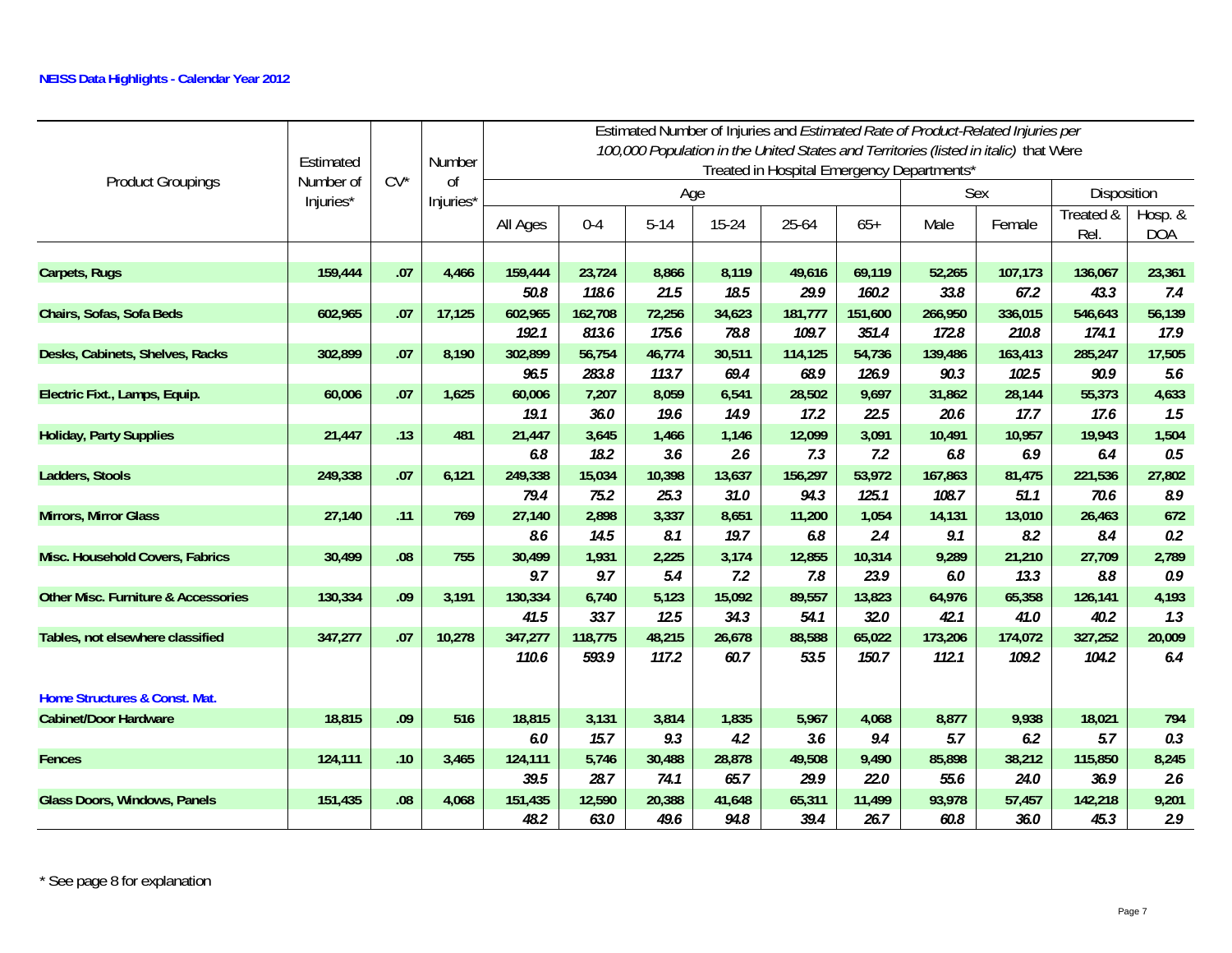**NEISS Data Highlights - Calendar Year 2012**

| Product Groupings | Estimated Number of Injuries* | CV* | Number of Injuries* | *Estimated Number of Injuries and Estimated Rate of Product-Related Injuries per 100,000 Population in the United States and Territories (listed in italic) that Were Treated in Hospital Emergency Departments** | | | | | | | | | |
|---|---|---|---|---|---|---|---|---|---|---|---|---|---|
| | | | | Age | | | | | | Sex | | Disposition | |
| | | | | All Ages | 0-4 | 5-14 | 15-24 | 25-64 | 65+ | Male | Female | Treated & Rel. | Hosp. & DOA |
| **Carpets, Rugs** | **159,444** | **.07** | **4,466** | **159,444** | **23,724** | **8,866** | **8,119** | **49,616** | **69,119** | **52,265** | **107,173** | **136,067** | **23,361** |
| | | | | *50.8* | *118.6* | *21.5* | *18.5* | *29.9* | *160.2* | *33.8* | *67.2* | *43.3* | *7.4* |
| **Chairs, Sofas, Sofa Beds** | **602,965** | **.07** | **17,125** | **602,965** | **162,708** | **72,256** | **34,623** | **181,777** | **151,600** | **266,950** | **336,015** | **546,643** | **56,139** |
| | | | | *192.1* | *813.6* | *175.6* | *78.8* | *109.7* | *351.4* | *172.8* | *210.8* | *174.1* | *17.9* |
| **Desks, Cabinets, Shelves, Racks** | **302,899** | **.07** | **8,190** | **302,899** | **56,754** | **46,774** | **30,511** | **114,125** | **54,736** | **139,486** | **163,413** | **285,247** | **17,505** |
| | | | | *96.5* | *283.8* | *113.7* | *69.4* | *68.9* | *126.9* | *90.3* | *102.5* | *90.9* | *5.6* |
| **Electric Fixt., Lamps, Equip.** | **60,006** | **.07** | **1,625** | **60,006** | **7,207** | **8,059** | **6,541** | **28,502** | **9,697** | **31,862** | **28,144** | **55,373** | **4,633** |
| | | | | *19.1* | *36.0* | *19.6* | *14.9* | *17.2* | *22.5* | *20.6* | *17.7* | *17.6* | *1.5* |
| **Holiday, Party Supplies** | **21,447** | **.13** | **481** | **21,447** | **3,645** | **1,466** | **1,146** | **12,099** | **3,091** | **10,491** | **10,957** | **19,943** | **1,504** |
| | | | | *6.8* | *18.2* | *3.6* | *2.6* | *7.3* | *7.2* | *6.8* | *6.9* | *6.4* | *0.5* |
| **Ladders, Stools** | **249,338** | **.07** | **6,121** | **249,338** | **15,034** | **10,398** | **13,637** | **156,297** | **53,972** | **167,863** | **81,475** | **221,536** | **27,802** |
| | | | | *79.4* | *75.2* | *25.3* | *31.0* | *94.3* | *125.1* | *108.7* | *51.1* | *70.6* | *8.9* |
| **Mirrors, Mirror Glass** | **27,140** | **.11** | **769** | **27,140** | **2,898** | **3,337** | **8,651** | **11,200** | **1,054** | **14,131** | **13,010** | **26,463** | **672** |
| | | | | *8.6* | *14.5* | *8.1* | *19.7* | *6.8* | *2.4* | *9.1* | *8.2* | *8.4* | *0.2* |
| **Misc. Household Covers, Fabrics** | **30,499** | **.08** | **755** | **30,499** | **1,931** | **2,225** | **3,174** | **12,855** | **10,314** | **9,289** | **21,210** | **27,709** | **2,789** |
| | | | | *9.7* | *9.7* | *5.4* | *7.2* | *7.8* | *23.9* | *6.0* | *13.3* | *8.8* | *0.9* |
| **Other Misc. Furniture & Accessories** | **130,334** | **.09** | **3,191** | **130,334** | **6,740** | **5,123** | **15,092** | **89,557** | **13,823** | **64,976** | **65,358** | **126,141** | **4,193** |
| | | | | *41.5* | *33.7* | *12.5* | *34.3* | *54.1* | *32.0* | *42.1* | *41.0* | *40.2* | *1.3* |
| **Tables, not elsewhere classified** | **347,277** | **.07** | **10,278** | **347,277** | **118,775** | **48,215** | **26,678** | **88,588** | **65,022** | **173,206** | **174,072** | **327,252** | **20,009** |
| | | | | *110.6* | *593.9* | *117.2* | *60.7* | *53.5* | *150.7* | *112.1* | *109.2* | *104.2* | *6.4* |
| **Home Structures & Const. Mat.** | | | | | | | | | | | | | |
| **Cabinet/Door Hardware** | **18,815** | **.09** | **516** | **18,815** | **3,131** | **3,814** | **1,835** | **5,967** | **4,068** | **8,877** | **9,938** | **18,021** | **794** |
| | | | | *6.0* | *15.7* | *9.3* | *4.2* | *3.6* | *9.4* | *5.7* | *6.2* | *5.7* | *0.3* |
| **Fences** | **124,111** | **.10** | **3,465** | **124,111** | **5,746** | **30,488** | **28,878** | **49,508** | **9,490** | **85,898** | **38,212** | **115,850** | **8,245** |
| | | | | *39.5* | *28.7* | *74.1* | *65.7* | *29.9* | *22.0* | *55.6* | *24.0* | *36.9* | *2.6* |
| **Glass Doors, Windows, Panels** | **151,435** | **.08** | **4,068** | **151,435** | **12,590** | **20,388** | **41,648** | **65,311** | **11,499** | **93,978** | **57,457** | **142,218** | **9,201** |
| | | | | *48.2* | *63.0* | *49.6* | *94.8* | *39.4* | *26.7* | *60.8* | *36.0* | *45.3* | *2.9* |

\* See page 8 for explanation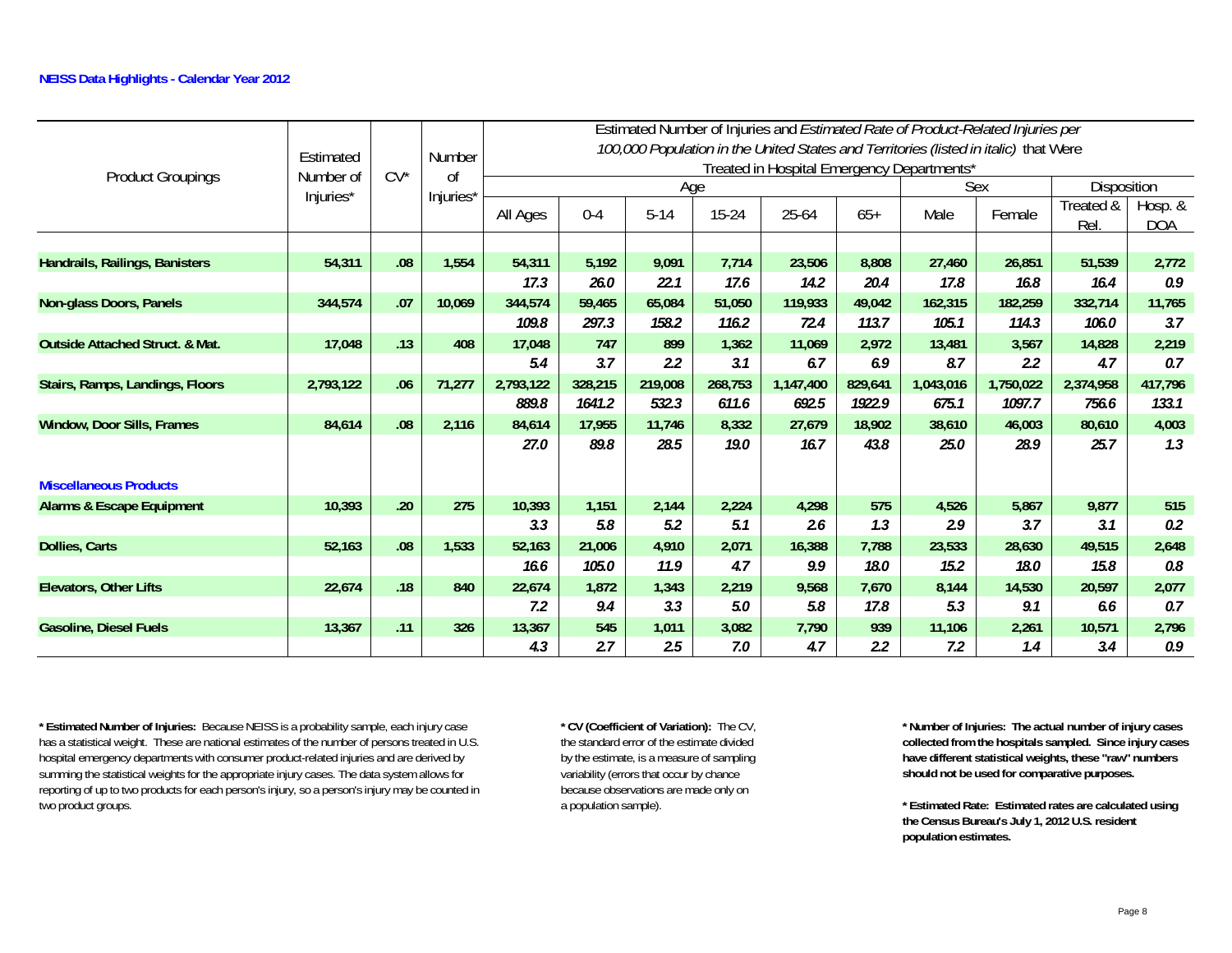**NEISS Data Highlights - Calendar Year 2012**

| Product Groupings | Estimated Number of Injuries* | CV* | Number of Injuries* | Estimated Number of Injuries and *Estimated Rate of Product-Related Injuries per 100,000 Population in the United States and Territories (listed in italic)* that Were Treated in Hospital Emergency Departments* | | | | | | | | | |
|---|---|---|---|---|---|---|---|---|---|---|---|---|---|
| | | | | Age | | | | | | Sex | | Disposition | |
| | | | | All Ages | 0-4 | 5-14 | 15-24 | 25-64 | 65+ | Male | Female | Treated & Rel. | Hosp. & DOA |
| **Handrails, Railings, Banisters** | **54,311** | **.08** | **1,554** | **54,311** | **5,192** | **9,091** | **7,714** | **23,506** | **8,808** | **27,460** | **26,851** | **51,539** | **2,772** |
| | | | | ***17.3*** | ***26.0*** | ***22.1*** | ***17.6*** | ***14.2*** | ***20.4*** | ***17.8*** | ***16.8*** | ***16.4*** | ***0.9*** |
| **Non-glass Doors, Panels** | **344,574** | **.07** | **10,069** | **344,574** | **59,465** | **65,084** | **51,050** | **119,933** | **49,042** | **162,315** | **182,259** | **332,714** | **11,765** |
| | | | | ***109.8*** | ***297.3*** | ***158.2*** | ***116.2*** | ***72.4*** | ***113.7*** | ***105.1*** | ***114.3*** | ***106.0*** | ***3.7*** |
| **Outside Attached Struct. & Mat.** | **17,048** | **.13** | **408** | **17,048** | **747** | **899** | **1,362** | **11,069** | **2,972** | **13,481** | **3,567** | **14,828** | **2,219** |
| | | | | ***5.4*** | ***3.7*** | ***2.2*** | ***3.1*** | ***6.7*** | ***6.9*** | ***8.7*** | ***2.2*** | ***4.7*** | ***0.7*** |
| **Stairs, Ramps, Landings, Floors** | **2,793,122** | **.06** | **71,277** | **2,793,122** | **328,215** | **219,008** | **268,753** | **1,147,400** | **829,641** | **1,043,016** | **1,750,022** | **2,374,958** | **417,796** |
| | | | | ***889.8*** | ***1641.2*** | ***532.3*** | ***611.6*** | ***692.5*** | ***1922.9*** | ***675.1*** | ***1097.7*** | ***756.6*** | ***133.1*** |
| **Window, Door Sills, Frames** | **84,614** | **.08** | **2,116** | **84,614** | **17,955** | **11,746** | **8,332** | **27,679** | **18,902** | **38,610** | **46,003** | **80,610** | **4,003** |
| | | | | ***27.0*** | ***89.8*** | ***28.5*** | ***19.0*** | ***16.7*** | ***43.8*** | ***25.0*** | ***28.9*** | ***25.7*** | ***1.3*** |
| **Miscellaneous Products** | | | | | | | | | | | | | |
| **Alarms & Escape Equipment** | **10,393** | **.20** | **275** | **10,393** | **1,151** | **2,144** | **2,224** | **4,298** | **575** | **4,526** | **5,867** | **9,877** | **515** |
| | | | | ***3.3*** | ***5.8*** | ***5.2*** | ***5.1*** | ***2.6*** | ***1.3*** | ***2.9*** | ***3.7*** | ***3.1*** | ***0.2*** |
| **Dollies, Carts** | **52,163** | **.08** | **1,533** | **52,163** | **21,006** | **4,910** | **2,071** | **16,388** | **7,788** | **23,533** | **28,630** | **49,515** | **2,648** |
| | | | | ***16.6*** | ***105.0*** | ***11.9*** | ***4.7*** | ***9.9*** | ***18.0*** | ***15.2*** | ***18.0*** | ***15.8*** | ***0.8*** |
| **Elevators, Other Lifts** | **22,674** | **.18** | **840** | **22,674** | **1,872** | **1,343** | **2,219** | **9,568** | **7,670** | **8,144** | **14,530** | **20,597** | **2,077** |
| | | | | ***7.2*** | ***9.4*** | ***3.3*** | ***5.0*** | ***5.8*** | ***17.8*** | ***5.3*** | ***9.1*** | ***6.6*** | ***0.7*** |
| **Gasoline, Diesel Fuels** | **13,367** | **.11** | **326** | **13,367** | **545** | **1,011** | **3,082** | **7,790** | **939** | **11,106** | **2,261** | **10,571** | **2,796** |
| | | | | ***4.3*** | ***2.7*** | ***2.5*** | ***7.0*** | ***4.7*** | ***2.2*** | ***7.2*** | ***1.4*** | ***3.4*** | ***0.9*** |

**\* Estimated Number of Injuries:** Because NEISS is a probability sample, each injury case has a statistical weight. These are national estimates of the number of persons treated in U.S. hospital emergency departments with consumer product-related injuries and are derived by summing the statistical weights for the appropriate injury cases. The data system allows for reporting of up to two products for each person's injury, so a person's injury may be counted in two product groups.

**\* CV (Coefficient of Variation):** The CV, the standard error of the estimate divided by the estimate, is a measure of sampling variability (errors that occur by chance because observations are made only on a population sample).

**\* Number of Injuries: The actual number of injury cases collected from the hospitals sampled. Since injury cases have different statistical weights, these "raw" numbers should not be used for comparative purposes.**

**\* Estimated Rate: Estimated rates are calculated using the Census Bureau's July 1, 2012 U.S. resident population estimates.**